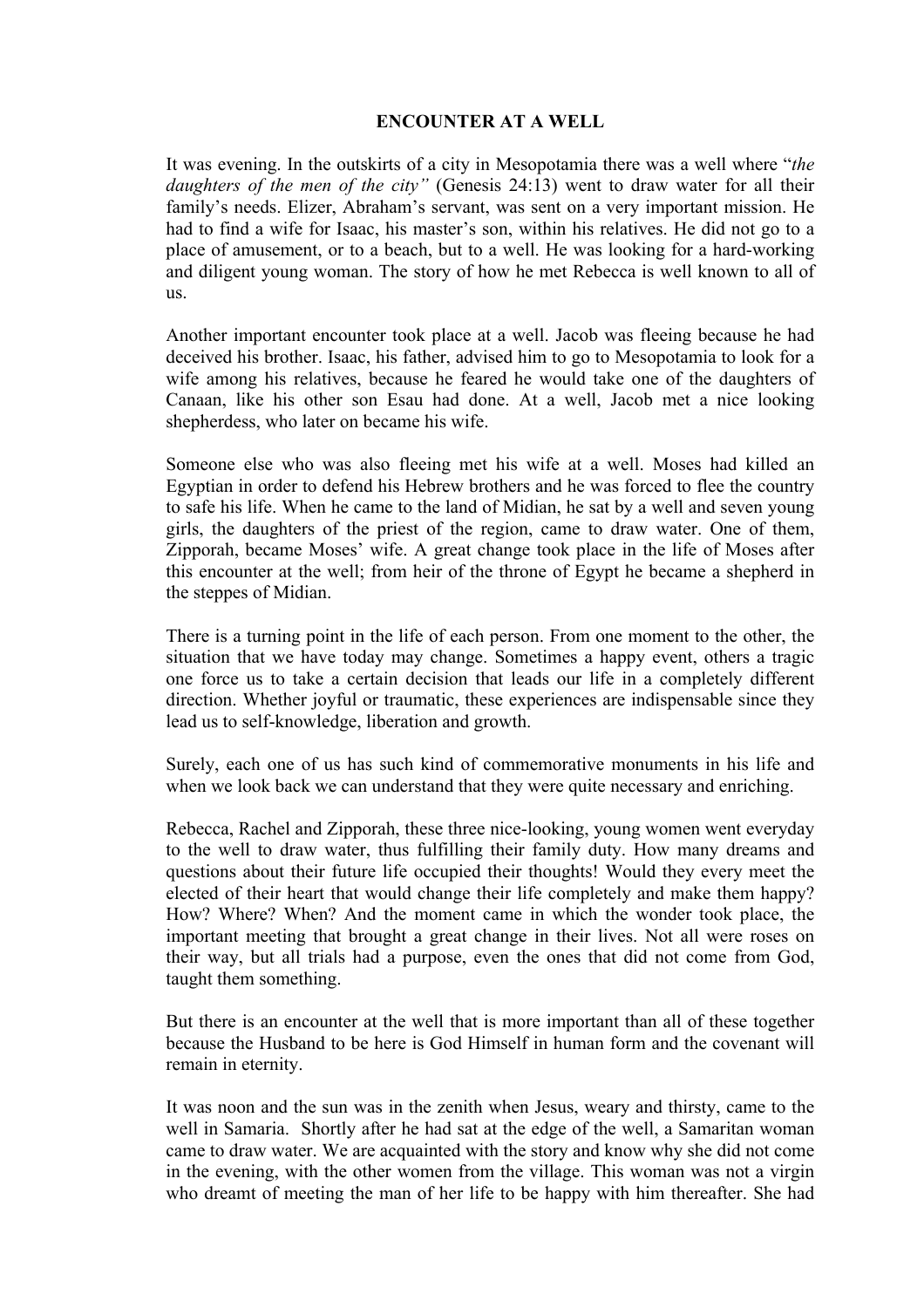# ENCOUNTER AT A WELL

It was evening. In the outskirts of a city in Mesopotamia there was a well where "*the daughters of the men of the city"* (Genesis 24:13) went to draw water for all their family's needs. Elizer, Abraham's servant, was sent on a very important mission. He had to find a wife for Isaac, his master's son, within his relatives. He did not go to a place of amusement, or to a beach, but to a well. He was looking for a hard-working and diligent young woman. The story of how he met Rebecca is well known to all of us.

Another important encounter took place at a well. Jacob was fleeing because he had deceived his brother. Isaac, his father, advised him to go to Mesopotamia to look for a wife among his relatives, because he feared he would take one of the daughters of Canaan, like his other son Esau had done. At a well, Jacob met a nice looking shepherdess, who later on became his wife.

Someone else who was also fleeing met his wife at a well. Moses had killed an Egyptian in order to defend his Hebrew brothers and he was forced to flee the country to safe his life. When he came to the land of Midian, he sat by a well and seven young girls, the daughters of the priest of the region, came to draw water. One of them, Zipporah, became Moses' wife. A great change took place in the life of Moses after this encounter at the well; from heir of the throne of Egypt he became a shepherd in the steppes of Midian.

There is a turning point in the life of each person. From one moment to the other, the situation that we have today may change. Sometimes a happy event, others a tragic one force us to take a certain decision that leads our life in a completely different direction. Whether joyful or traumatic, these experiences are indispensable since they lead us to self-knowledge, liberation and growth.

Surely, each one of us has such kind of commemorative monuments in his life and when we look back we can understand that they were quite necessary and enriching.

Rebecca, Rachel and Zipporah, these three nice-looking, young women went everyday to the well to draw water, thus fulfilling their family duty. How many dreams and questions about their future life occupied their thoughts! Would they every meet the elected of their heart that would change their life completely and make them happy? How? Where? When? And the moment came in which the wonder took place, the important meeting that brought a great change in their lives. Not all were roses on their way, but all trials had a purpose, even the ones that did not come from God, taught them something.

But there is an encounter at the well that is more important than all of these together because the Husband to be here is God Himself in human form and the covenant will remain in eternity.

It was noon and the sun was in the zenith when Jesus, weary and thirsty, came to the well in Samaria. Shortly after he had sat at the edge of the well, a Samaritan woman came to draw water. We are acquainted with the story and know why she did not come in the evening, with the other women from the village. This woman was not a virgin who dreamt of meeting the man of her life to be happy with him thereafter. She had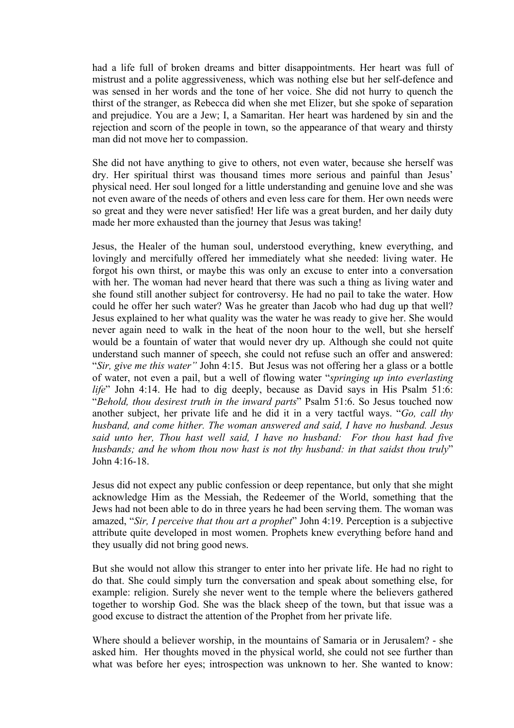had a life full of broken dreams and bitter disappointments. Her heart was full of mistrust and a polite aggressiveness, which was nothing else but her self-defence and was sensed in her words and the tone of her voice. She did not hurry to quench the thirst of the stranger, as Rebecca did when she met Elizer, but she spoke of separation and prejudice. You are a Jew; I, a Samaritan. Her heart was hardened by sin and the rejection and scorn of the people in town, so the appearance of that weary and thirsty man did not move her to compassion.

She did not have anything to give to others, not even water, because she herself was dry. Her spiritual thirst was thousand times more serious and painful than Jesus' physical need. Her soul longed for a little understanding and genuine love and she was not even aware of the needs of others and even less care for them. Her own needs were so great and they were never satisfied! Her life was a great burden, and her daily duty made her more exhausted than the journey that Jesus was taking!

Jesus, the Healer of the human soul, understood everything, knew everything, and lovingly and mercifully offered her immediately what she needed: living water. He forgot his own thirst, or maybe this was only an excuse to enter into a conversation with her. The woman had never heard that there was such a thing as living water and she found still another subject for controversy. He had no pail to take the water. How could he offer her such water? Was he greater than Jacob who had dug up that well? Jesus explained to her what quality was the water he was ready to give her. She would never again need to walk in the heat of the noon hour to the well, but she herself would be a fountain of water that would never dry up. Although she could not quite understand such manner of speech, she could not refuse such an offer and answered: "*Sir, give me this water"* John 4:15. But Jesus was not offering her a glass or a bottle of water, not even a pail, but a well of flowing water "*springing up into everlasting life*" John 4:14. He had to dig deeply, because as David says in His Psalm 51:6: "*Behold, thou desirest truth in the inward parts*" Psalm 51:6. So Jesus touched now another subject, her private life and he did it in a very tactful ways. "*Go, call thy husband, and come hither. The woman answered and said, I have no husband. Jesus said unto her, Thou hast well said, I have no husband: For thou hast had five husbands; and he whom thou now hast is not thy husband: in that saidst thou truly*" John 4:16-18.

Jesus did not expect any public confession or deep repentance, but only that she might acknowledge Him as the Messiah, the Redeemer of the World, something that the Jews had not been able to do in three years he had been serving them. The woman was amazed, "*Sir, I perceive that thou art a prophet*" John 4:19. Perception is a subjective attribute quite developed in most women. Prophets knew everything before hand and they usually did not bring good news.

But she would not allow this stranger to enter into her private life. He had no right to do that. She could simply turn the conversation and speak about something else, for example: religion. Surely she never went to the temple where the believers gathered together to worship God. She was the black sheep of the town, but that issue was a good excuse to distract the attention of the Prophet from her private life.

Where should a believer worship, in the mountains of Samaria or in Jerusalem? - she asked him. Her thoughts moved in the physical world, she could not see further than what was before her eyes; introspection was unknown to her. She wanted to know: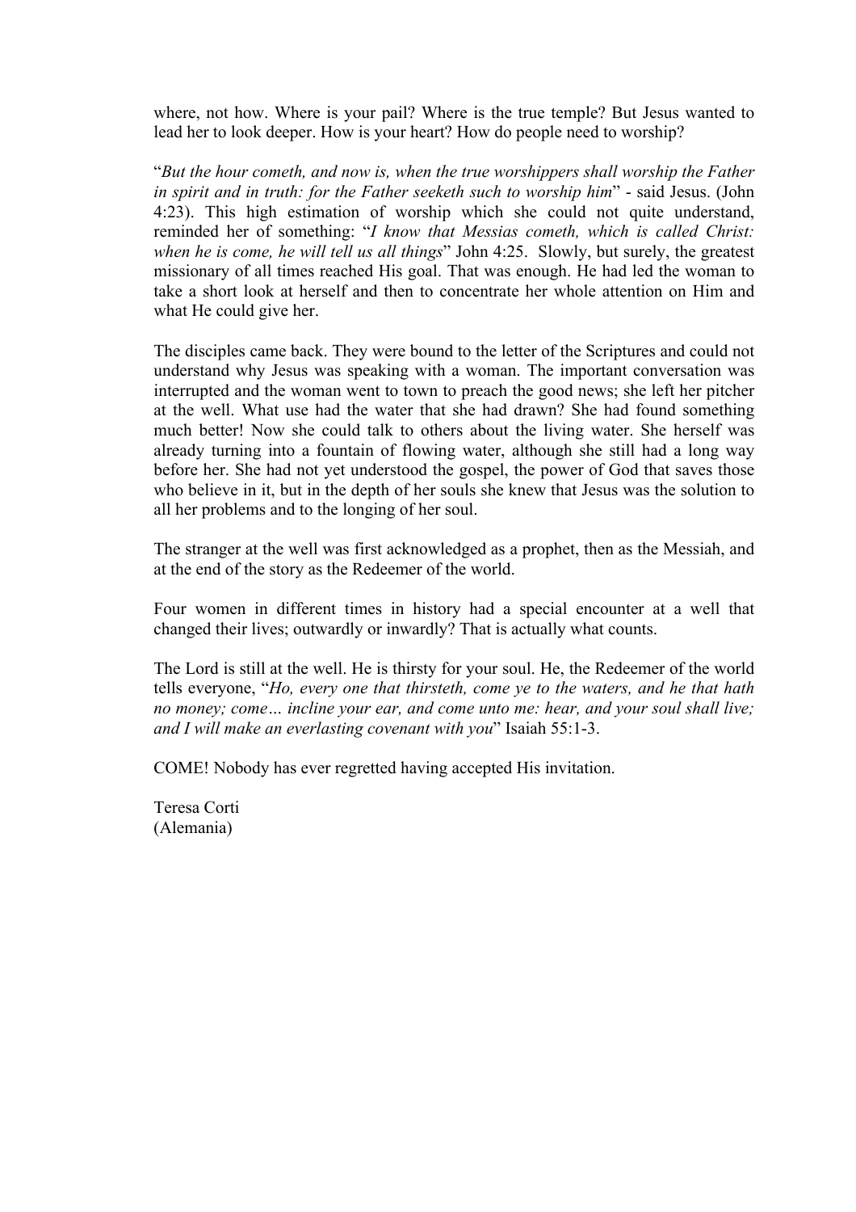where, not how. Where is your pail? Where is the true temple? But Jesus wanted to lead her to look deeper. How is your heart? How do people need to worship?

"*But the hour cometh, and now is, when the true worshippers shall worship the Father in spirit and in truth: for the Father seeketh such to worship him*" - said Jesus. (John 4:23). This high estimation of worship which she could not quite understand, reminded her of something: "*I know that Messias cometh, which is called Christ: when he is come, he will tell us all things*" John 4:25. Slowly, but surely, the greatest missionary of all times reached His goal. That was enough. He had led the woman to take a short look at herself and then to concentrate her whole attention on Him and what He could give her.

The disciples came back. They were bound to the letter of the Scriptures and could not understand why Jesus was speaking with a woman. The important conversation was interrupted and the woman went to town to preach the good news; she left her pitcher at the well. What use had the water that she had drawn? She had found something much better! Now she could talk to others about the living water. She herself was already turning into a fountain of flowing water, although she still had a long way before her. She had not yet understood the gospel, the power of God that saves those who believe in it, but in the depth of her souls she knew that Jesus was the solution to all her problems and to the longing of her soul.

The stranger at the well was first acknowledged as a prophet, then as the Messiah, and at the end of the story as the Redeemer of the world.

Four women in different times in history had a special encounter at a well that changed their lives; outwardly or inwardly? That is actually what counts.

The Lord is still at the well. He is thirsty for your soul. He, the Redeemer of the world tells everyone, "*Ho, every one that thirsteth, come ye to the waters, and he that hath no money; come… incline your ear, and come unto me: hear, and your soul shall live; and I will make an everlasting covenant with you*" Isaiah 55:1-3.

COME! Nobody has ever regretted having accepted His invitation.

Teresa Corti
(Alemania)